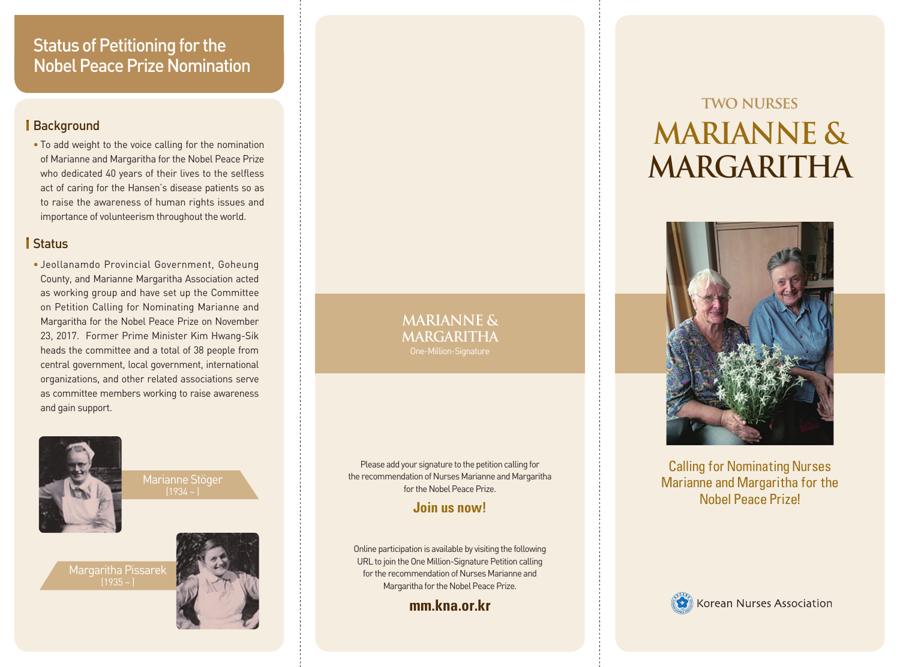## Status of Petitioning for the Nobel Peace Prize Nomination

### Background

- To add weight to the voice calling for the nomination of Marianne and Margaritha for the Nobel Peace Prize who dedicated 40 years of their lives to the selfless act of caring for the Hansen's disease patients so as to raise the awareness of human rights issues and importance of volunteerism throughout the world.

### Status

- Jeollanamdo Provincial Government, Goheung County, and Marianne Margaritha Association acted as working group and have set up the Committee on Petition Calling for Nominating Marianne and Margaritha for the Nobel Peace Prize on November 23, 2017. Former Prime Minister Kim Hwang-Sik heads the committee and a total of 38 people from central government, local government, international organizations, and other related associations serve as committee members working to raise awareness and gain support.

Marianne Stöger
(1934 ~ )

Margaritha Pissarek
(1935 ~ )

**MARIANNE & MARGARITHA**
One-Million-Signature

Please add your signature to the petition calling for the recommendation of Nurses Marianne and Margaritha for the Nobel Peace Prize.

**Join us now!**

Online participation is available by visiting the following URL to join the One Million-Signature Petition calling for the recommendation of Nurses Marianne and Margaritha for the Nobel Peace Prize.

**mm.kna.or.kr**

# TWO NURSES MARIANNE & MARGARITHA

Calling for Nominating Nurses Marianne and Margaritha for the Nobel Peace Prize!

Korean Nurses Association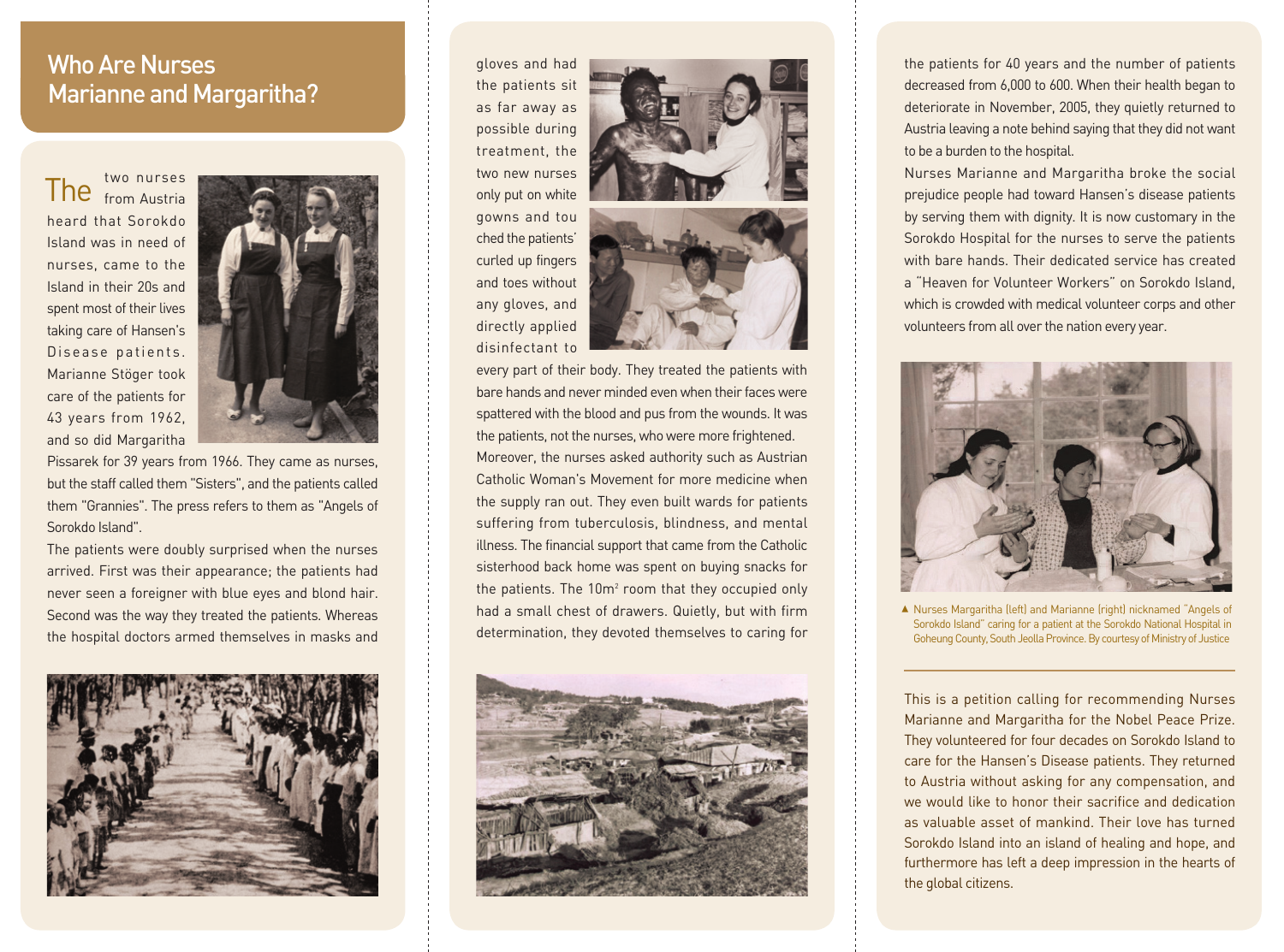## Who Are Nurses Marianne and Margaritha?

The two nurses from Austria heard that Sorokdo Island was in need of nurses, came to the Island in their 20s and spent most of their lives taking care of Hansen's Disease patients. Marianne Stöger took care of the patients for 43 years from 1962, and so did Margaritha Pissarek for 39 years from 1966. They came as nurses, but the staff called them "Sisters", and the patients called them "Grannies". The press refers to them as "Angels of Sorokdo Island".

The patients were doubly surprised when the nurses arrived. First was their appearance; the patients had never seen a foreigner with blue eyes and blond hair. Second was the way they treated the patients. Whereas the hospital doctors armed themselves in masks and gloves and had the patients sit as far away as possible during treatment, the two new nurses only put on white gowns and touched the patients' curled up fingers and toes without any gloves, and directly applied disinfectant to every part of their body. They treated the patients with bare hands and never minded even when their faces were spattered with the blood and pus from the wounds. It was the patients, not the nurses, who were more frightened.

Moreover, the nurses asked authority such as Austrian Catholic Woman's Movement for more medicine when the supply ran out. They even built wards for patients suffering from tuberculosis, blindness, and mental illness. The financial support that came from the Catholic sisterhood back home was spent on buying snacks for the patients. The 10m² room that they occupied only had a small chest of drawers. Quietly, but with firm determination, they devoted themselves to caring for the patients for 40 years and the number of patients decreased from 6,000 to 600. When their health began to deteriorate in November, 2005, they quietly returned to Austria leaving a note behind saying that they did not want to be a burden to the hospital.

Nurses Marianne and Margaritha broke the social prejudice people had toward Hansen's disease patients by serving them with dignity. It is now customary in the Sorokdo Hospital for the nurses to serve the patients with bare hands. Their dedicated service has created a "Heaven for Volunteer Workers" on Sorokdo Island, which is crowded with medical volunteer corps and other volunteers from all over the nation every year.

▲ Nurses Margaritha (left) and Marianne (right) nicknamed "Angels of Sorokdo Island" caring for a patient at the Sorokdo National Hospital in Goheung County, South Jeolla Province. By courtesy of Ministry of Justice

This is a petition calling for recommending Nurses Marianne and Margaritha for the Nobel Peace Prize. They volunteered for four decades on Sorokdo Island to care for the Hansen's Disease patients. They returned to Austria without asking for any compensation, and we would like to honor their sacrifice and dedication as valuable asset of mankind. Their love has turned Sorokdo Island into an island of healing and hope, and furthermore has left a deep impression in the hearts of the global citizens.